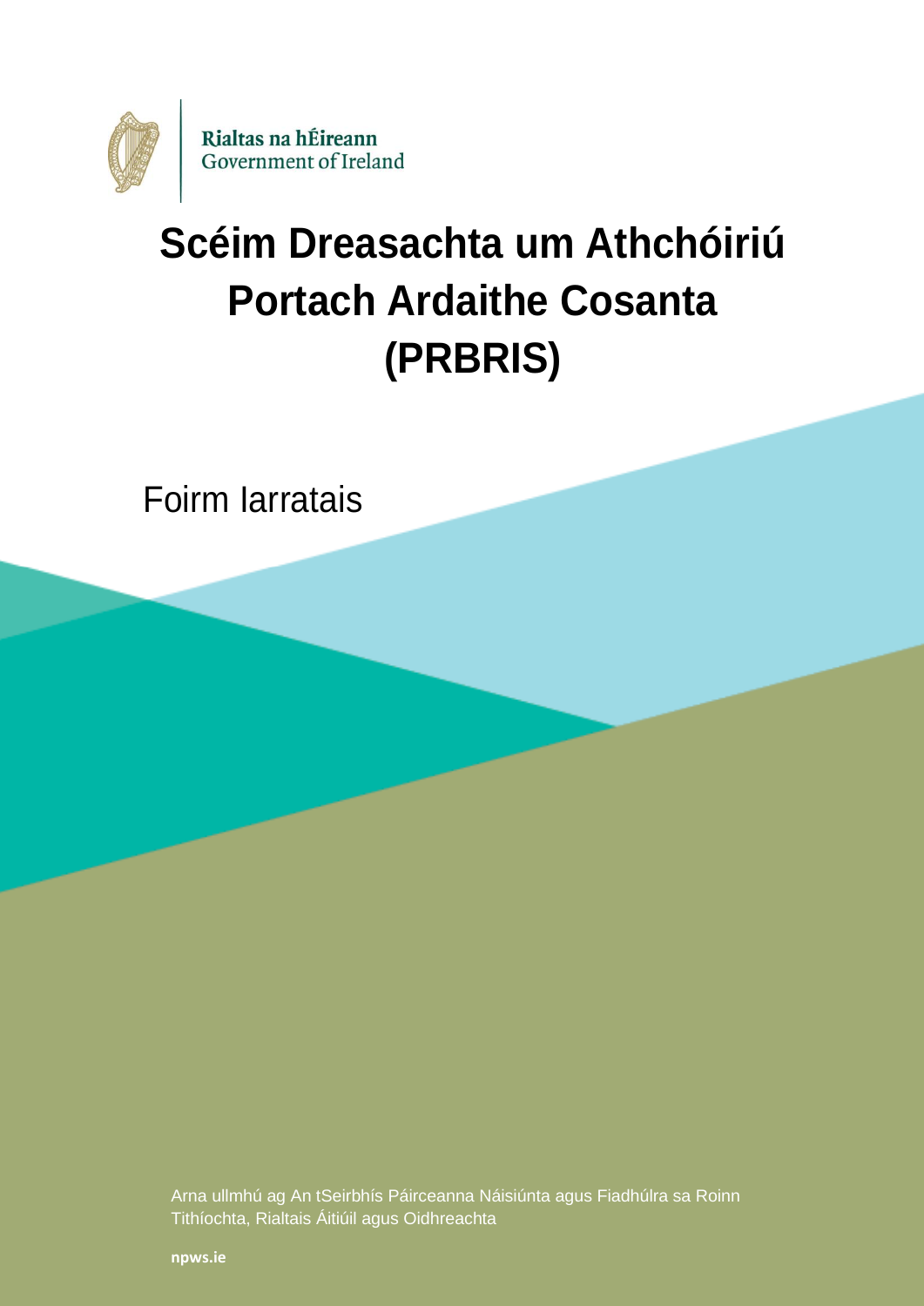Rialtas na hÉireann
Government of Ireland

# Scéim Dreasachta um Athchóiriú Portach Ardaithe Cosanta (PRBRIS)

Foirm Iarratais

Arna ullmhú ag An tSeirbhís Páirceanna Náisiúnta agus Fiadhúlra sa Roinn Tithíochta, Rialtais Áitiúil agus Oidhreachta

**npws.ie**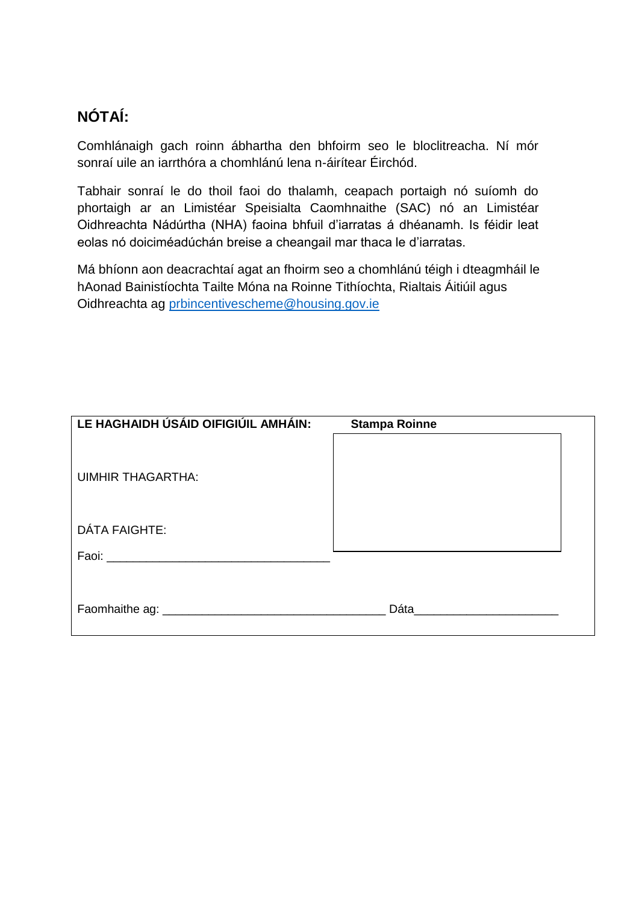## NÓTAÍ:

Comhlánaigh gach roinn ábhartha den bhfoirm seo le bloclitreacha. Ní mór sonraí uile an iarrthóra a chomhlánú lena n-áirítear Éirchód.

Tabhair sonraí le do thoil faoi do thalamh, ceapach portaigh nó suíomh do phortaigh ar an Limistéar Speisialta Caomhnaithe (SAC) nó an Limistéar Oidhreachta Nádúrtha (NHA) faoina bhfuil d'iarratas á dhéanamh. Is féidir leat eolas nó doiciméadúchán breise a cheangail mar thaca le d'iarratas.

Má bhíonn aon deacrachtaí agat an fhoirm seo a chomhlánú téigh i dteagmháil le hAonad Bainistíochta Tailte Móna na Roinne Tithíochta, Rialtais Áitiúil agus Oidhreachta ag prbincentivescheme@housing.gov.ie

| **LE HAGHAIDH ÚSÁID OIFIGIÚIL AMHÁIN:** | **Stampa Roinne** |
|---|---|
| UIMHIR THAGARTHA: | |
| DÁTA FAIGHTE: | |
| Faoi: ________________________________ | |
| Faomhaithe ag: ________________________________ | Dáta____________________ |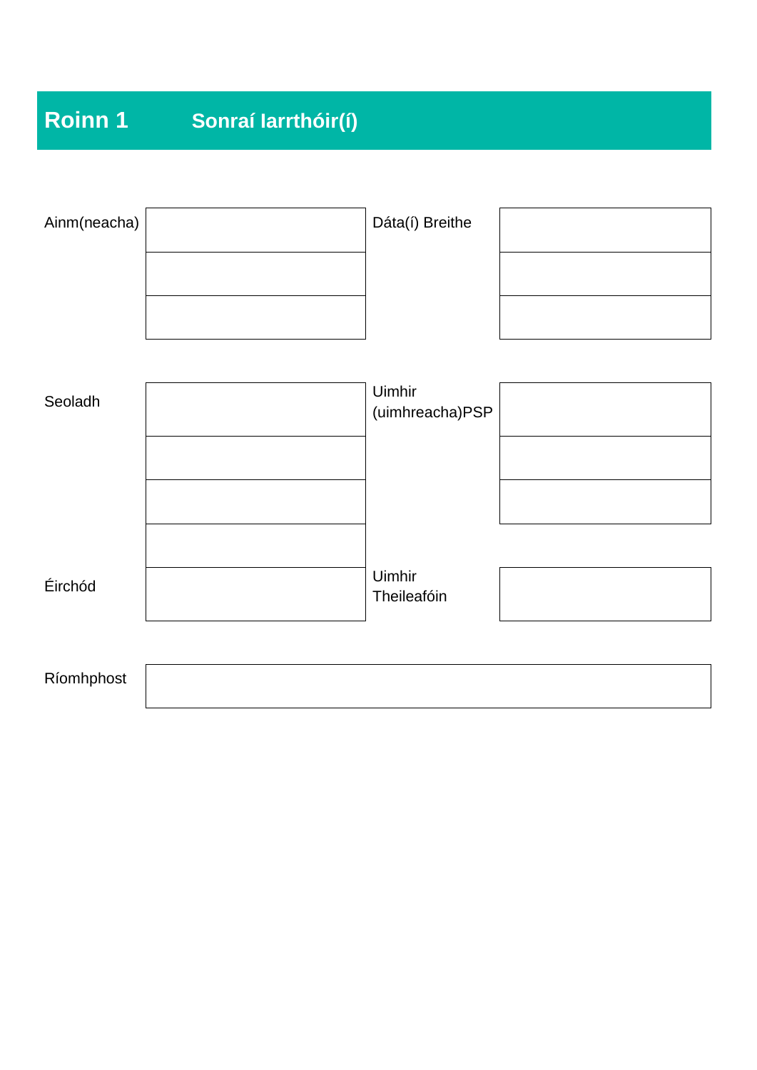# Roinn 1 Sonraí Iarrthóir(í)

| Ainm(neacha) | | Dáta(í) Breithe | |
|---|---|---|---|
| | | | |
| | | | |
| | | | |

| Seoladh | | Uimhir (uimhreacha)PSP | |
|---|---|---|---|
| | | | |
| | | | |
| | | | |
| | | | |
| Éirchód | | Uimhir Theileafóin | |

| Ríomhphost | |
|---|---|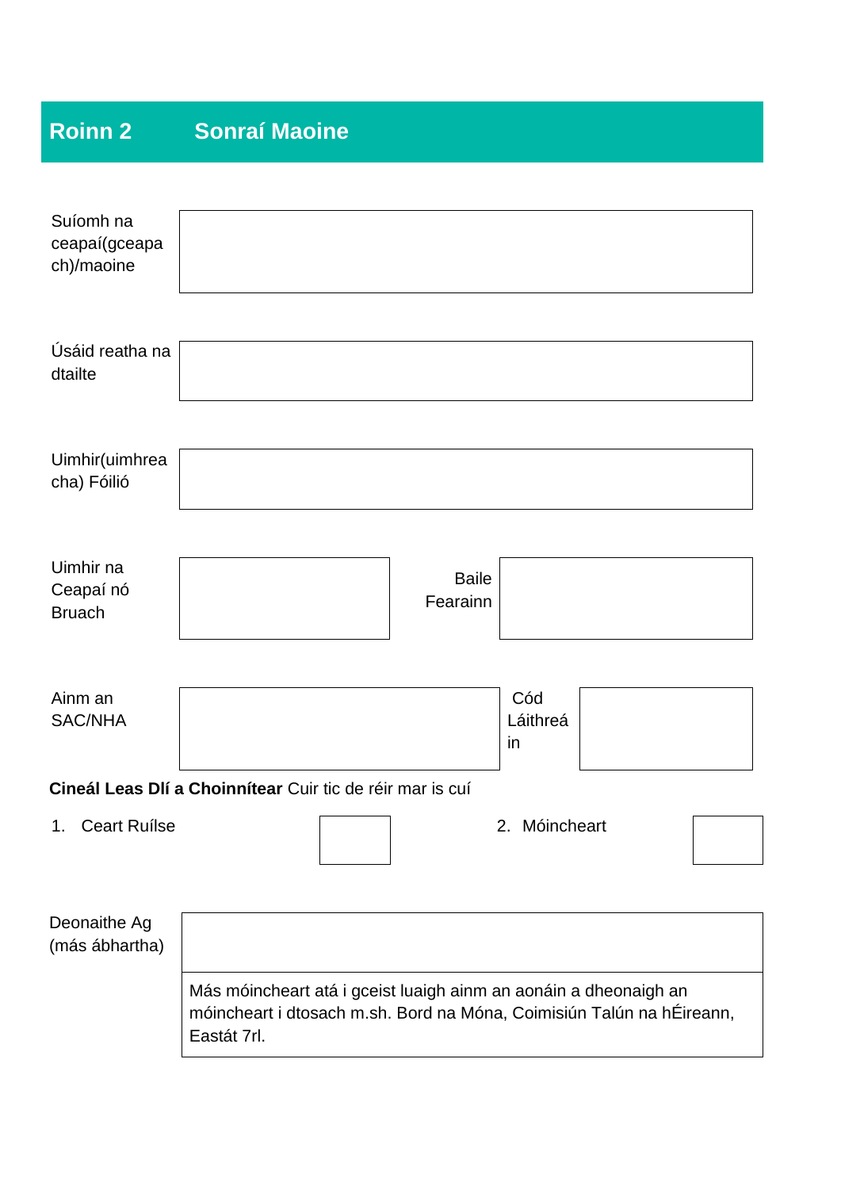## Roinn 2 Sonraí Maoine

| | | | |
|---|---|---|---|
| Suíomh na ceapaí(gceapach)/maoine | | | |
| Úsáid reatha na dtailte | | | |
| Uimhir(uimhreacha) Fóilió | | | |
| Uimhir na Ceapaí nó Bruach | | Baile Fearainn | |
| Ainm an SAC/NHA | | Cód Láithreáin | |

**Cineál Leas Dlí a Choinnítear** Cuir tic de réir mar is cuí

1. Ceart Ruílse ☐
2. Móincheart ☐

| | |
|---|---|
| Deonaithe Ag (más ábhartha) | |
| | Más móincheart atá i gceist luaigh ainm an aonáin a dheonaigh an móincheart i dtosach m.sh. Bord na Móna, Coimisiún Talún na hÉireann, Eastát 7rl. |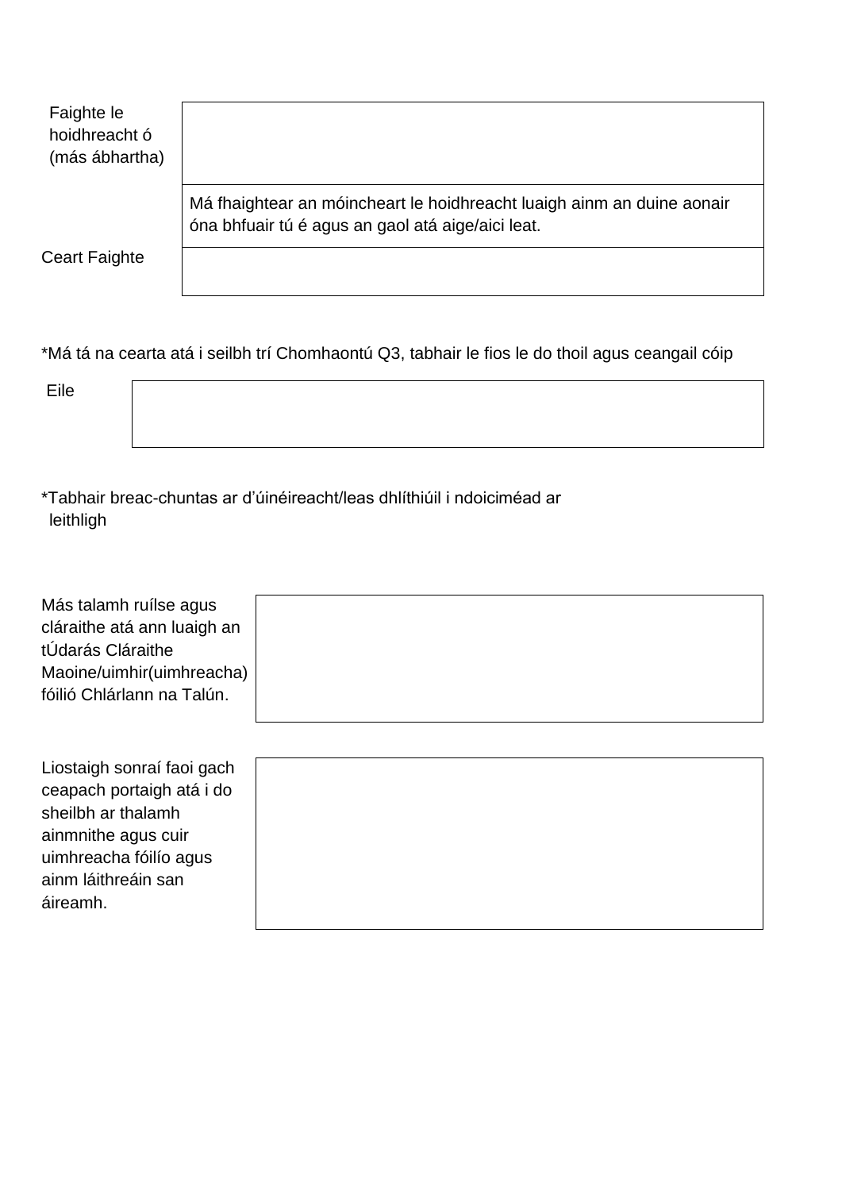| | |
|---|---|
| Faighte le hoidhreacht ó (más ábhartha) | |
| | Má fhaightear an móincheart le hoidhreacht luaigh ainm an duine aonair óna bhfuair tú é agus an gaol atá aige/aici leat. |
| Ceart Faighte | |

*Má tá na cearta atá i seilbh trí Chomhaontú Q3, tabhair le fios le do thoil agus ceangail cóip

| | |
|---|---|
| Eile | |

*Tabhair breac-chuntas ar d'úinéireacht/leas dhlíthiúil i ndoiciméad ar leithligh

| | |
|---|---|
| Más talamh ruílse agus cláraithe atá ann luaigh an tÚdarás Cláraithe Maoine/uimhir(uimhreacha) fóilió Chlárlann na Talún. | |

| | |
|---|---|
| Liostaigh sonraí faoi gach ceapach portaigh atá i do sheilbh ar thalamh ainmnithe agus cuir uimhreacha fóilíó agus ainm láithreáin san áireamh. | |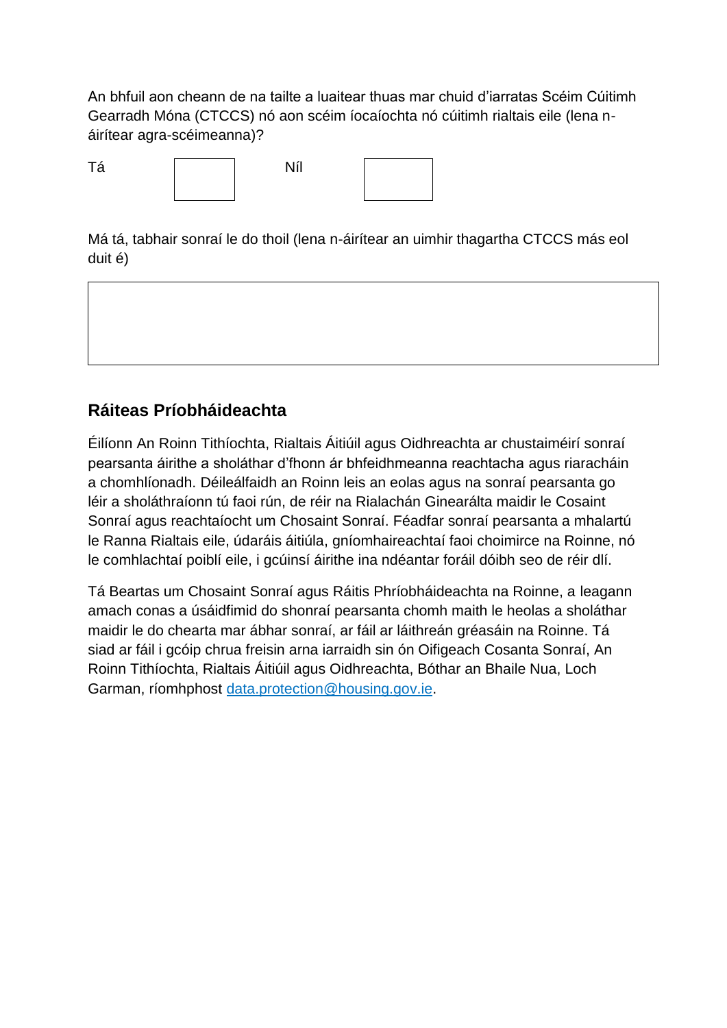An bhfuil aon cheann de na tailte a luaitear thuas mar chuid d'iarratas Scéim Cúitimh Gearradh Móna (CTCCS) nó aon scéim íocaíochta nó cúitimh rialtais eile (lena n-áirítear agra-scéimeanna)?

Tá ☐ Níl ☐

Má tá, tabhair sonraí le do thoil (lena n-áirítear an uimhir thagartha CTCCS más eol duit é)

| |
|---|
| |

## Ráiteas Príobháideachta

Éilíonn An Roinn Tithíochta, Rialtais Áitiúil agus Oidhreachta ar chustaiméirí sonraí pearsanta áirithe a sholáthar d'fhonn ár bhfeidhmeanna reachtacha agus riaracháin a chomhlíonadh. Déileálfaidh an Roinn leis an eolas agus na sonraí pearsanta go léir a sholáthraíonn tú faoi rún, de réir na Rialachán Ginearálta maidir le Cosaint Sonraí agus reachtaíocht um Chosaint Sonraí. Féadfar sonraí pearsanta a mhalartú le Ranna Rialtais eile, údaráis áitiúla, gníomhaireachtaí faoi choimirce na Roinne, nó le comhlachtaí poiblí eile, i gcúinsí áirithe ina ndéantar foráil dóibh seo de réir dlí.

Tá Beartas um Chosaint Sonraí agus Ráitis Phríobháideachta na Roinne, a leagann amach conas a úsáidfimid do shonraí pearsanta chomh maith le heolas a sholáthar maidir le do chearta mar ábhar sonraí, ar fáil ar láithreán gréasáin na Roinne. Tá siad ar fáil i gcóip chrua freisin arna iarraidh sin ón Oifigeach Cosanta Sonraí, An Roinn Tithíochta, Rialtais Áitiúil agus Oidhreachta, Bóthar an Bhaile Nua, Loch Garman, ríomhphost data.protection@housing.gov.ie.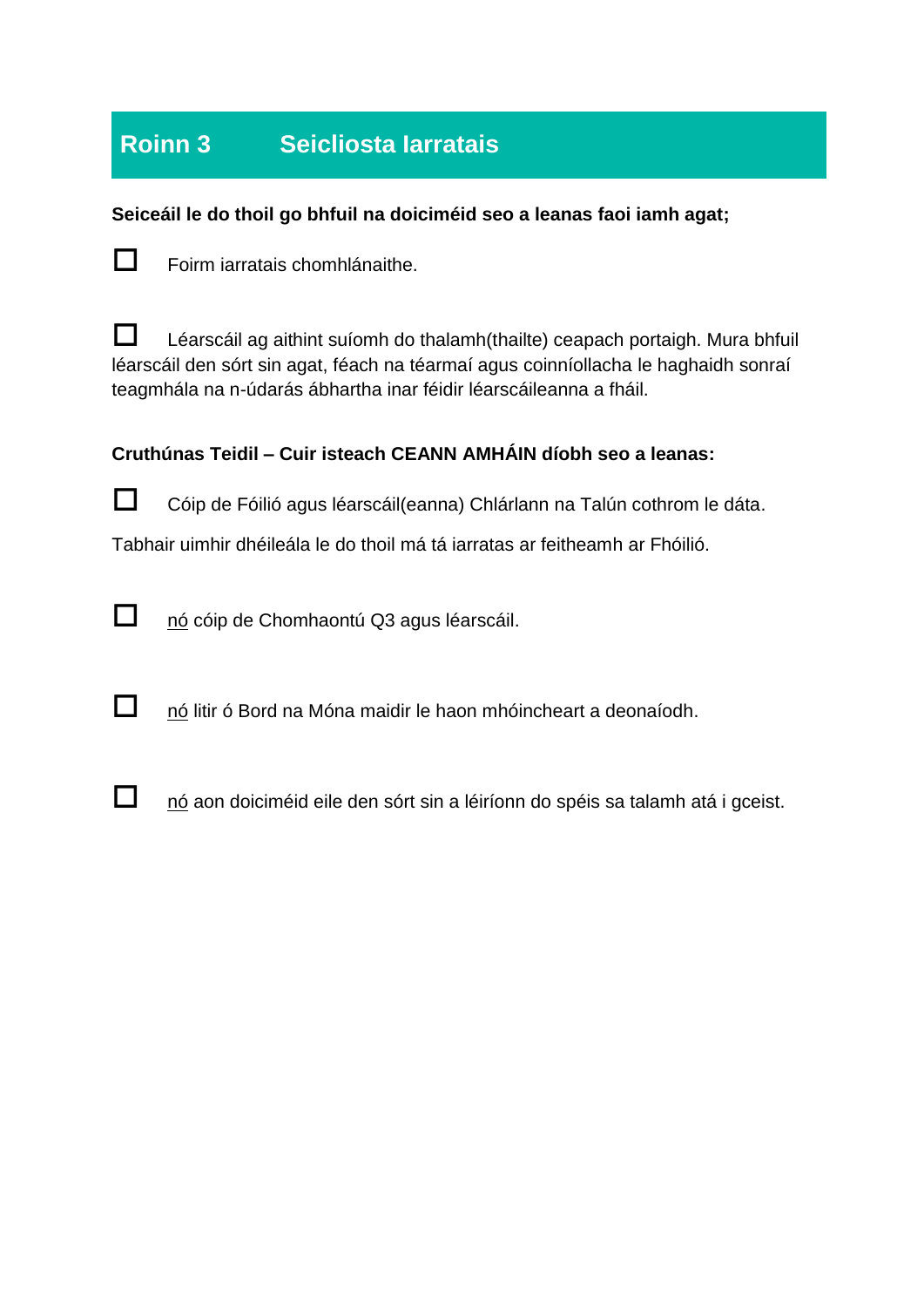## Roinn 3 Seicliosta Iarratais

**Seiceáil le do thoil go bhfuil na doiciméid seo a leanas faoi iamh agat;**

☐ Foirm iarratais chomhlánaithe.

☐ Léarscáil ag aithint suíomh do thalamh(thailte) ceapach portaigh. Mura bhfuil léarscáil den sórt sin agat, féach na téarmaí agus coinníollacha le haghaidh sonraí teagmhála na n-údarás ábhartha inar féidir léarscáileanna a fháil.

**Cruthúnas Teidil – Cuir isteach CEANN AMHÁIN díobh seo a leanas:**

☐ Cóip de Fóilió agus léarscáil(eanna) Chlárlann na Talún cothrom le dáta.

Tabhair uimhir dhéileála le do thoil má tá iarratas ar feitheamh ar Fhóilió.

☐ <u>nó</u> cóip de Chomhaontú Q3 agus léarscáil.

☐ <u>nó</u> litir ó Bord na Móna maidir le haon mhóincheart a deonaíodh.

☐ <u>nó</u> aon doiciméid eile den sórt sin a léiríonn do spéis sa talamh atá i gceist.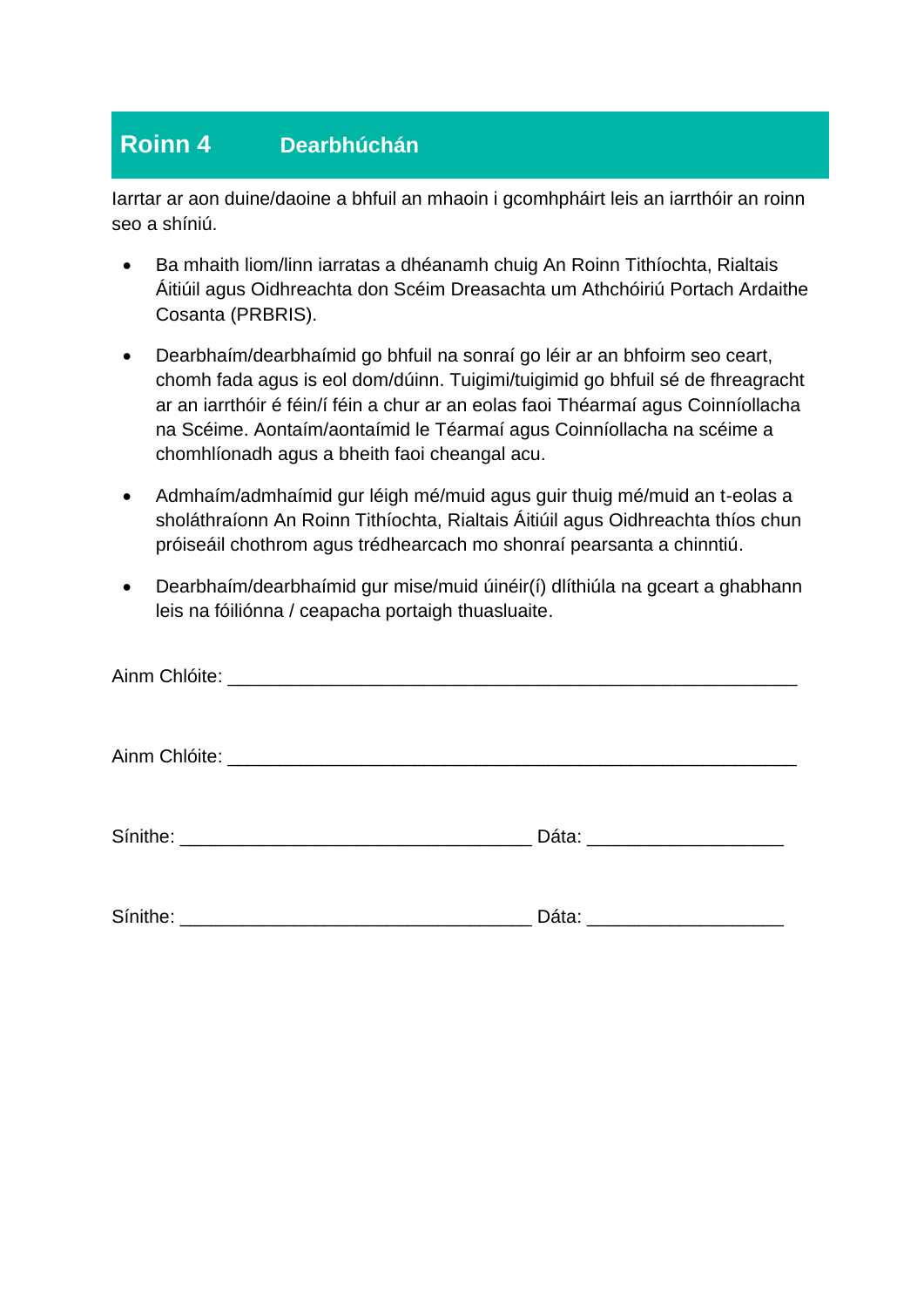## Roinn 4 Dearbhúchán

Iarrtar ar aon duine/daoine a bhfuil an mhaoin i gcomhpháirt leis an iarrthóir an roinn seo a shíniú.

- Ba mhaith liom/linn iarratas a dhéanamh chuig An Roinn Tithíochta, Rialtais Áitiúil agus Oidhreachta don Scéim Dreasachta um Athchóiriú Portach Ardaithe Cosanta (PRBRIS).
- Dearbhaím/dearbhaímid go bhfuil na sonraí go léir ar an bhfoirm seo ceart, chomh fada agus is eol dom/dúinn. Tuigimi/tuigimid go bhfuil sé de fhreagracht ar an iarrthóir é féin/í féin a chur ar an eolas faoi Théarmaí agus Coinníollacha na Scéime. Aontaím/aontaímid le Téarmaí agus Coinníollacha na scéime a chomhlíonadh agus a bheith faoi cheangal acu.
- Admhaím/admhaímid gur léigh mé/muid agus guir thuig mé/muid an t-eolas a sholáthraíonn An Roinn Tithíochta, Rialtais Áitiúil agus Oidhreachta thíos chun próiseáil chothrom agus trédhearcach mo shonraí pearsanta a chinntiú.
- Dearbhaím/dearbhaímid gur mise/muid úinéir(í) dlíthiúla na gceart a ghabhann leis na fóiliónna / ceapacha portaigh thuasluaite.

Ainm Chlóite: _______________________________________________________

Ainm Chlóite: _______________________________________________________

Sínithe: __________________________________ Dáta: ___________________

Sínithe: __________________________________ Dáta: ___________________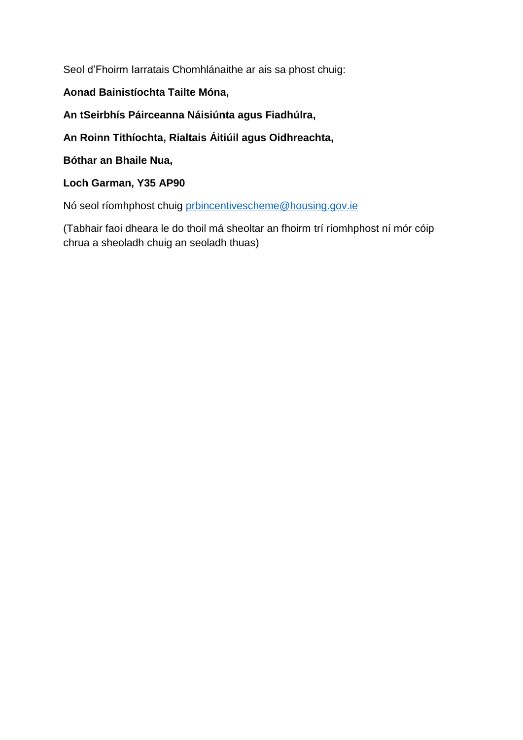Seol d'Fhoirm Iarratais Chomhlánaithe ar ais sa phost chuig:

**Aonad Bainistíochta Tailte Móna,**

**An tSeirbhís Páirceanna Náisiúnta agus Fiadhúlra,**

**An Roinn Tithíochta, Rialtais Áitiúil agus Oidhreachta,**

**Bóthar an Bhaile Nua,**

**Loch Garman, Y35 AP90**

Nó seol ríomhphost chuig prbincentivescheme@housing.gov.ie

(Tabhair faoi dheara le do thoil má sheoltar an fhoirm trí ríomhphost ní mór cóip chrua a sheoladh chuig an seoladh thuas)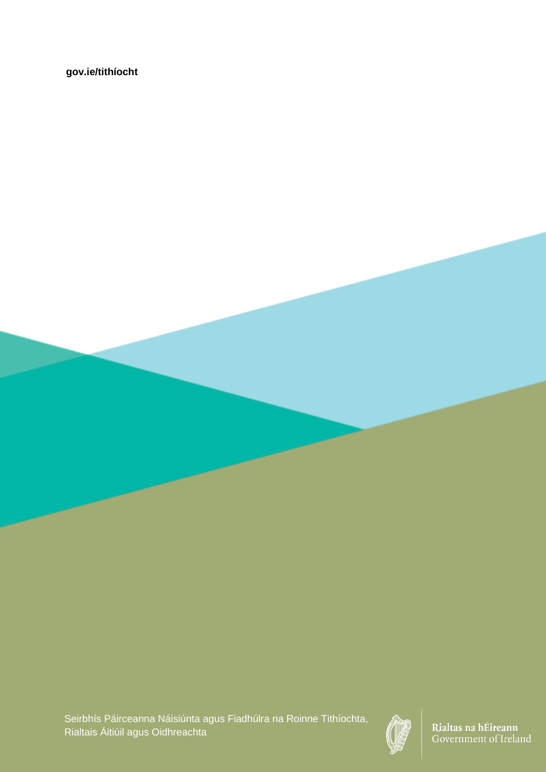**gov.ie/tithíocht**

Seirbhís Páirceanna Náisiúnta agus Fiadhúlra na Roinne Tithíochta, Rialtais Áitiúil agus Oidhreachta

Rialtas na hÉireann
Government of Ireland